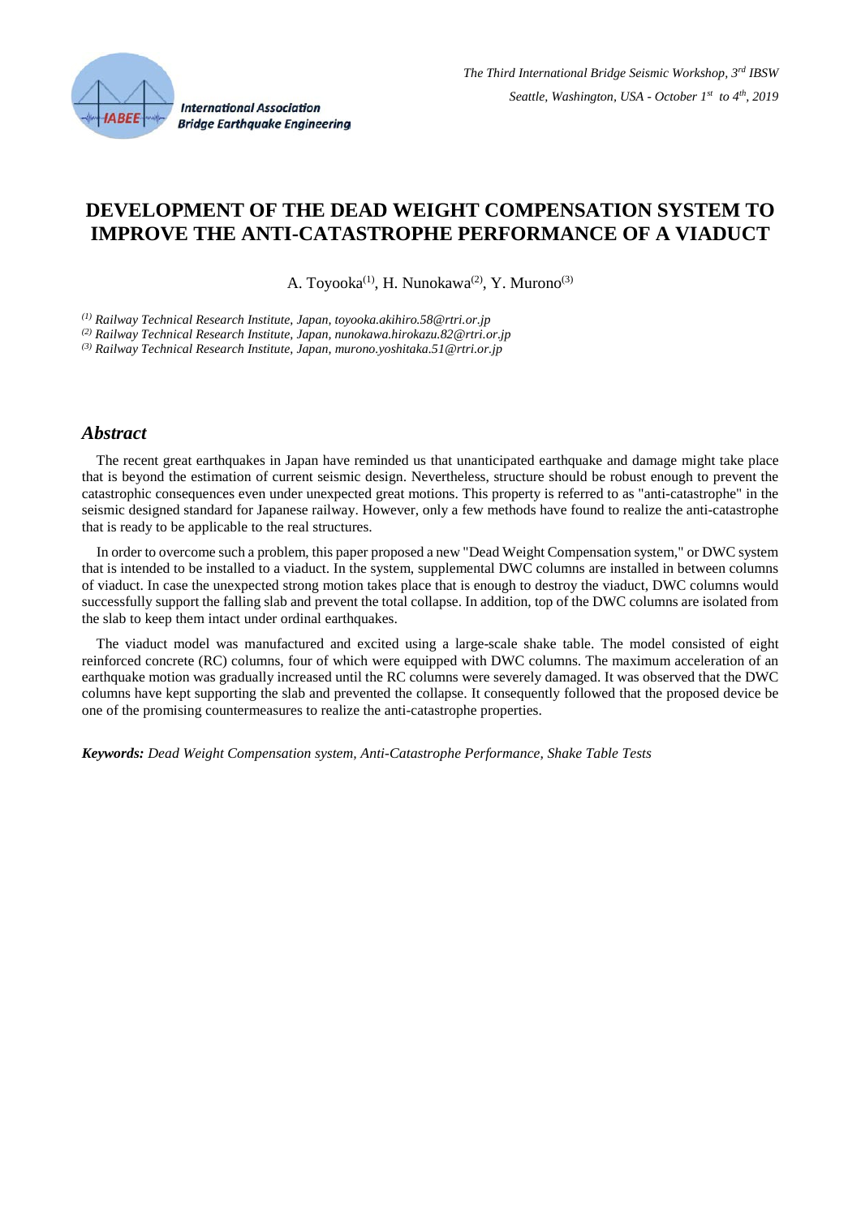# DEVELOPMENT OF THE DEAD WEIGHT COMPENSATION SYSTEM TO IMPROVE THE ANTI-CATASTROPHE PERFORMANCE OF A VIADUCT

A. Toyooka[1], H. Nunokawa[2], Y. Murono[3]

*[1] Railway Technical Research Institute, Japan, toyooka.akihiro.58@rtri.or.jp*
*[2] Railway Technical Research Institute, Japan, nunokawa.hirokazu.82@rtri.or.jp*
*[3] Railway Technical Research Institute, Japan, murono.yoshitaka.51@rtri.or.jp*

## *Abstract*

The recent great earthquakes in Japan have reminded us that unanticipated earthquake and damage might take place that is beyond the estimation of current seismic design. Nevertheless, structure should be robust enough to prevent the catastrophic consequences even under unexpected great motions. This property is referred to as "anti-catastrophe" in the seismic designed standard for Japanese railway. However, only a few methods have found to realize the anti-catastrophe that is ready to be applicable to the real structures.

In order to overcome such a problem, this paper proposed a new "Dead Weight Compensation system," or DWC system that is intended to be installed to a viaduct. In the system, supplemental DWC columns are installed in between columns of viaduct. In case the unexpected strong motion takes place that is enough to destroy the viaduct, DWC columns would successfully support the falling slab and prevent the total collapse. In addition, top of the DWC columns are isolated from the slab to keep them intact under ordinal earthquakes.

The viaduct model was manufactured and excited using a large-scale shake table. The model consisted of eight reinforced concrete (RC) columns, four of which were equipped with DWC columns. The maximum acceleration of an earthquake motion was gradually increased until the RC columns were severely damaged. It was observed that the DWC columns have kept supporting the slab and prevented the collapse. It consequently followed that the proposed device be one of the promising countermeasures to realize the anti-catastrophe properties.

***Keywords:*** *Dead Weight Compensation system, Anti-Catastrophe Performance, Shake Table Tests*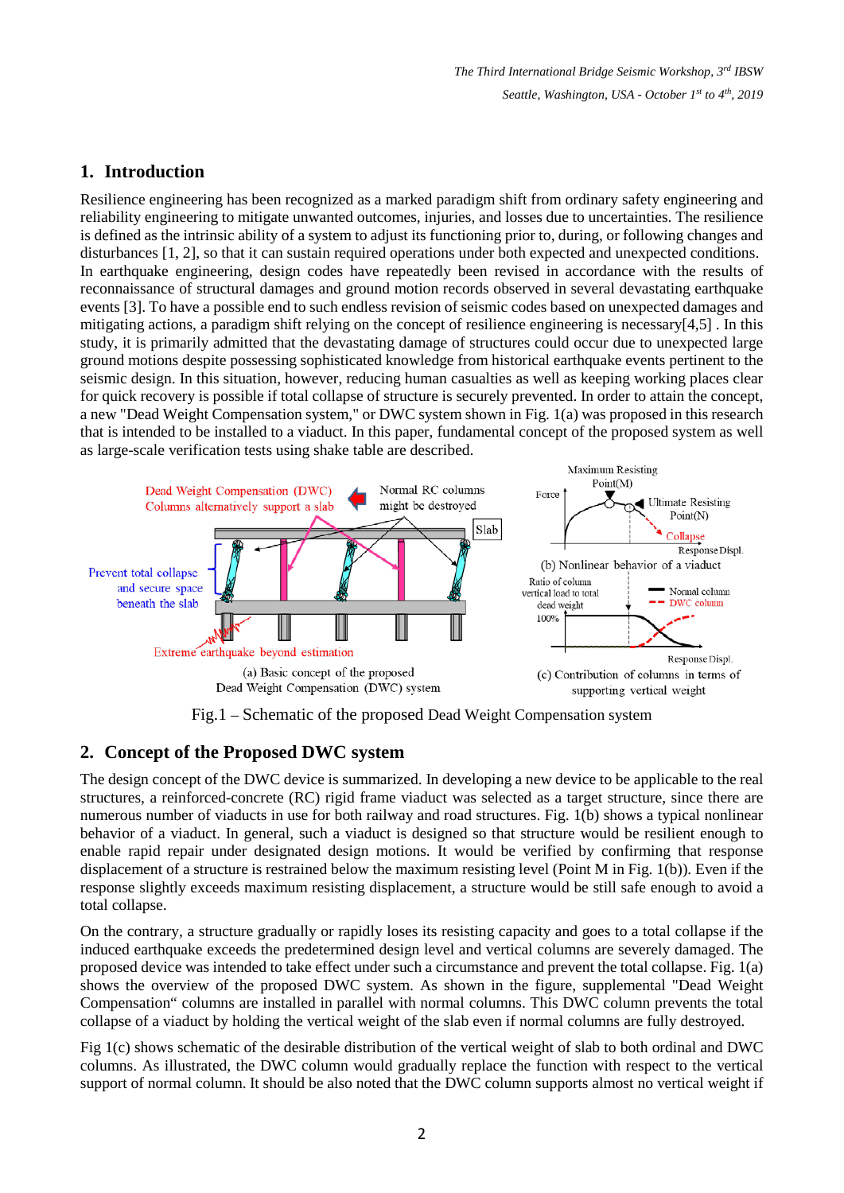## 1. Introduction

Resilience engineering has been recognized as a marked paradigm shift from ordinary safety engineering and reliability engineering to mitigate unwanted outcomes, injuries, and losses due to uncertainties. The resilience is defined as the intrinsic ability of a system to adjust its functioning prior to, during, or following changes and disturbances [1, 2], so that it can sustain required operations under both expected and unexpected conditions. In earthquake engineering, design codes have repeatedly been revised in accordance with the results of reconnaissance of structural damages and ground motion records observed in several devastating earthquake events [3]. To have a possible end to such endless revision of seismic codes based on unexpected damages and mitigating actions, a paradigm shift relying on the concept of resilience engineering is necessary[4,5] . In this study, it is primarily admitted that the devastating damage of structures could occur due to unexpected large ground motions despite possessing sophisticated knowledge from historical earthquake events pertinent to the seismic design. In this situation, however, reducing human casualties as well as keeping working places clear for quick recovery is possible if total collapse of structure is securely prevented. In order to attain the concept, a new "Dead Weight Compensation system," or DWC system shown in Fig. 1(a) was proposed in this research that is intended to be installed to a viaduct. In this paper, fundamental concept of the proposed system as well as large-scale verification tests using shake table are described.

Fig.1 – Schematic of the proposed Dead Weight Compensation system

## 2. Concept of the Proposed DWC system

The design concept of the DWC device is summarized. In developing a new device to be applicable to the real structures, a reinforced-concrete (RC) rigid frame viaduct was selected as a target structure, since there are numerous number of viaducts in use for both railway and road structures. Fig. 1(b) shows a typical nonlinear behavior of a viaduct. In general, such a viaduct is designed so that structure would be resilient enough to enable rapid repair under designated design motions. It would be verified by confirming that response displacement of a structure is restrained below the maximum resisting level (Point M in Fig. 1(b)). Even if the response slightly exceeds maximum resisting displacement, a structure would be still safe enough to avoid a total collapse.

On the contrary, a structure gradually or rapidly loses its resisting capacity and goes to a total collapse if the induced earthquake exceeds the predetermined design level and vertical columns are severely damaged. The proposed device was intended to take effect under such a circumstance and prevent the total collapse. Fig. 1(a) shows the overview of the proposed DWC system. As shown in the figure, supplemental "Dead Weight Compensation" columns are installed in parallel with normal columns. This DWC column prevents the total collapse of a viaduct by holding the vertical weight of the slab even if normal columns are fully destroyed.

Fig 1(c) shows schematic of the desirable distribution of the vertical weight of slab to both ordinal and DWC columns. As illustrated, the DWC column would gradually replace the function with respect to the vertical support of normal column. It should be also noted that the DWC column supports almost no vertical weight if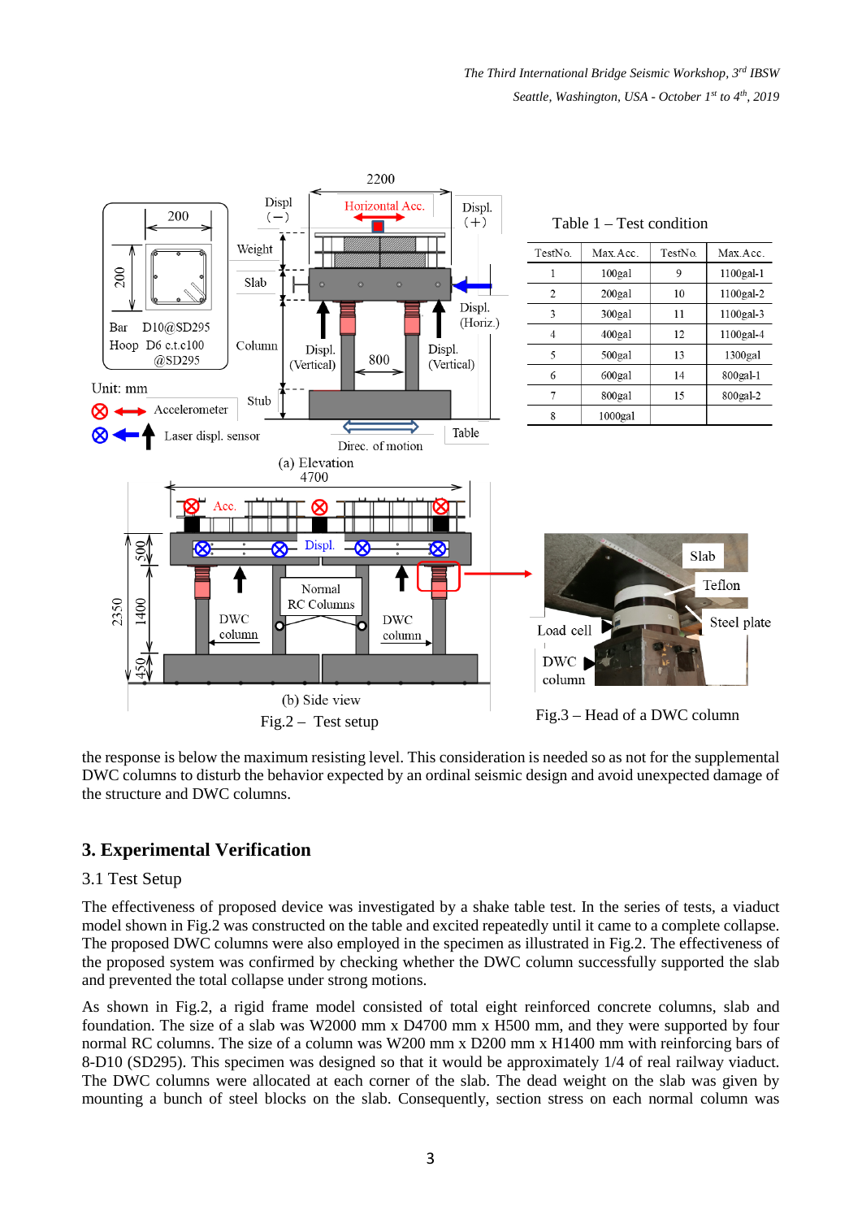Table 1 – Test condition

| TestNo. | Max.Acc. | TestNo. | Max.Acc. |
|---|---|---|---|
| 1 | 100gal | 9 | 1100gal-1 |
| 2 | 200gal | 10 | 1100gal-2 |
| 3 | 300gal | 11 | 1100gal-3 |
| 4 | 400gal | 12 | 1100gal-4 |
| 5 | 500gal | 13 | 1300gal |
| 6 | 600gal | 14 | 800gal-1 |
| 7 | 800gal | 15 | 800gal-2 |
| 8 | 1000gal | | |

Fig.2 – Test setup

Fig.3 – Head of a DWC column

the response is below the maximum resisting level. This consideration is needed so as not for the supplemental DWC columns to disturb the behavior expected by an ordinal seismic design and avoid unexpected damage of the structure and DWC columns.

## 3. Experimental Verification

### 3.1 Test Setup

The effectiveness of proposed device was investigated by a shake table test. In the series of tests, a viaduct model shown in Fig.2 was constructed on the table and excited repeatedly until it came to a complete collapse. The proposed DWC columns were also employed in the specimen as illustrated in Fig.2. The effectiveness of the proposed system was confirmed by checking whether the DWC column successfully supported the slab and prevented the total collapse under strong motions.

As shown in Fig.2, a rigid frame model consisted of total eight reinforced concrete columns, slab and foundation. The size of a slab was W2000 mm x D4700 mm x H500 mm, and they were supported by four normal RC columns. The size of a column was W200 mm x D200 mm x H1400 mm with reinforcing bars of 8-D10 (SD295). This specimen was designed so that it would be approximately 1/4 of real railway viaduct. The DWC columns were allocated at each corner of the slab. The dead weight on the slab was given by mounting a bunch of steel blocks on the slab. Consequently, section stress on each normal column was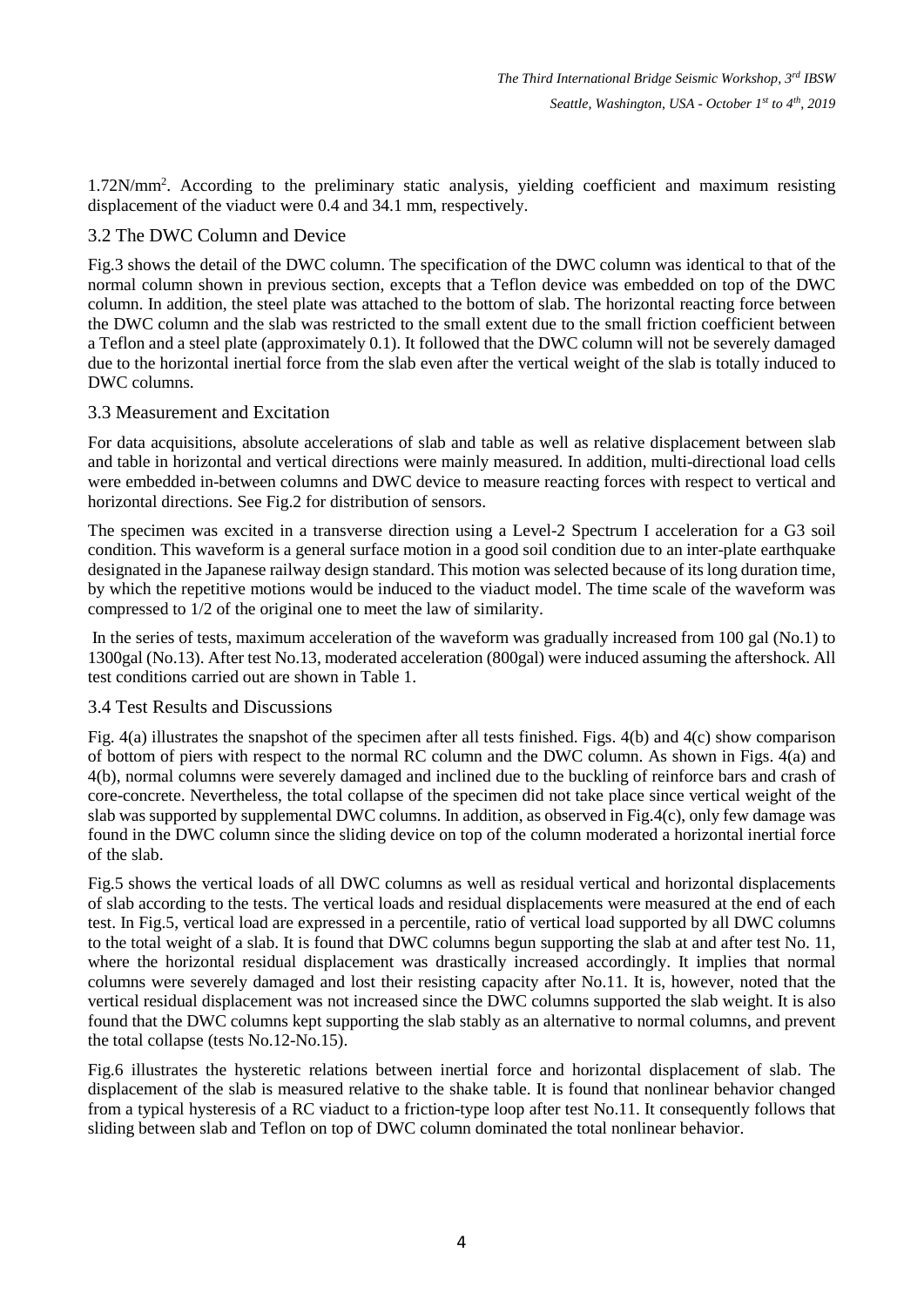1.72N/mm$^2$. According to the preliminary static analysis, yielding coefficient and maximum resisting displacement of the viaduct were 0.4 and 34.1 mm, respectively.

### 3.2 The DWC Column and Device

Fig.3 shows the detail of the DWC column. The specification of the DWC column was identical to that of the normal column shown in previous section, excepts that a Teflon device was embedded on top of the DWC column. In addition, the steel plate was attached to the bottom of slab. The horizontal reacting force between the DWC column and the slab was restricted to the small extent due to the small friction coefficient between a Teflon and a steel plate (approximately 0.1). It followed that the DWC column will not be severely damaged due to the horizontal inertial force from the slab even after the vertical weight of the slab is totally induced to DWC columns.

### 3.3 Measurement and Excitation

For data acquisitions, absolute accelerations of slab and table as well as relative displacement between slab and table in horizontal and vertical directions were mainly measured. In addition, multi-directional load cells were embedded in-between columns and DWC device to measure reacting forces with respect to vertical and horizontal directions. See Fig.2 for distribution of sensors.

The specimen was excited in a transverse direction using a Level-2 Spectrum I acceleration for a G3 soil condition. This waveform is a general surface motion in a good soil condition due to an inter-plate earthquake designated in the Japanese railway design standard. This motion was selected because of its long duration time, by which the repetitive motions would be induced to the viaduct model. The time scale of the waveform was compressed to 1/2 of the original one to meet the law of similarity.

In the series of tests, maximum acceleration of the waveform was gradually increased from 100 gal (No.1) to 1300gal (No.13). After test No.13, moderated acceleration (800gal) were induced assuming the aftershock. All test conditions carried out are shown in Table 1.

### 3.4 Test Results and Discussions

Fig. 4(a) illustrates the snapshot of the specimen after all tests finished. Figs. 4(b) and 4(c) show comparison of bottom of piers with respect to the normal RC column and the DWC column. As shown in Figs. 4(a) and 4(b), normal columns were severely damaged and inclined due to the buckling of reinforce bars and crash of core-concrete. Nevertheless, the total collapse of the specimen did not take place since vertical weight of the slab was supported by supplemental DWC columns. In addition, as observed in Fig.4(c), only few damage was found in the DWC column since the sliding device on top of the column moderated a horizontal inertial force of the slab.

Fig.5 shows the vertical loads of all DWC columns as well as residual vertical and horizontal displacements of slab according to the tests. The vertical loads and residual displacements were measured at the end of each test. In Fig.5, vertical load are expressed in a percentile, ratio of vertical load supported by all DWC columns to the total weight of a slab. It is found that DWC columns begun supporting the slab at and after test No. 11, where the horizontal residual displacement was drastically increased accordingly. It implies that normal columns were severely damaged and lost their resisting capacity after No.11. It is, however, noted that the vertical residual displacement was not increased since the DWC columns supported the slab weight. It is also found that the DWC columns kept supporting the slab stably as an alternative to normal columns, and prevent the total collapse (tests No.12-No.15).

Fig.6 illustrates the hysteretic relations between inertial force and horizontal displacement of slab. The displacement of the slab is measured relative to the shake table. It is found that nonlinear behavior changed from a typical hysteresis of a RC viaduct to a friction-type loop after test No.11. It consequently follows that sliding between slab and Teflon on top of DWC column dominated the total nonlinear behavior.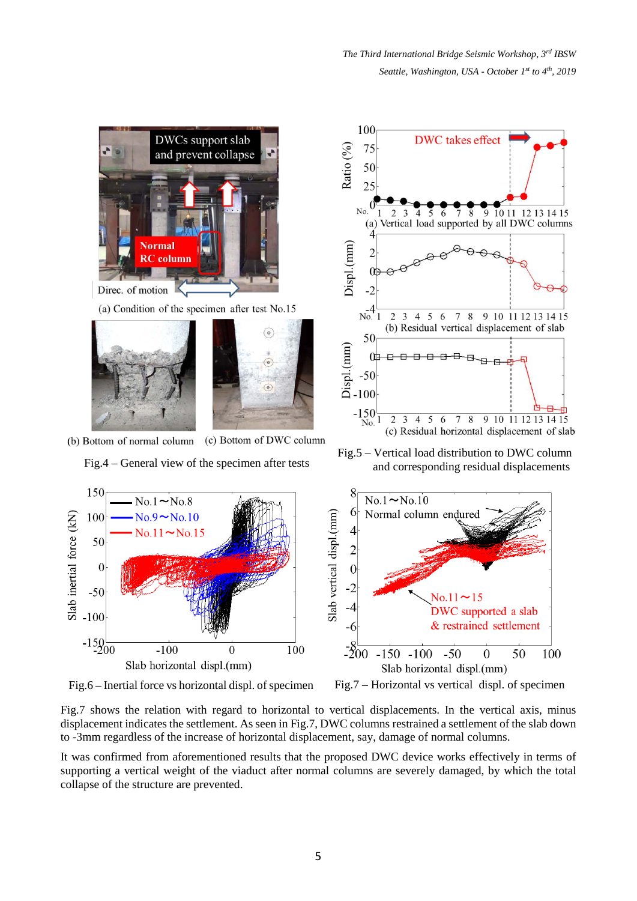Fig.4 – General view of the specimen after tests

Fig.5 – Vertical load distribution to DWC column and corresponding residual displacements

Fig.6 – Inertial force vs horizontal displ. of specimen

Fig.7 – Horizontal vs vertical displ. of specimen

Fig.7 shows the relation with regard to horizontal to vertical displacements. In the vertical axis, minus displacement indicates the settlement. As seen in Fig.7, DWC columns restrained a settlement of the slab down to -3mm regardless of the increase of horizontal displacement, say, damage of normal columns.

It was confirmed from aforementioned results that the proposed DWC device works effectively in terms of supporting a vertical weight of the viaduct after normal columns are severely damaged, by which the total collapse of the structure are prevented.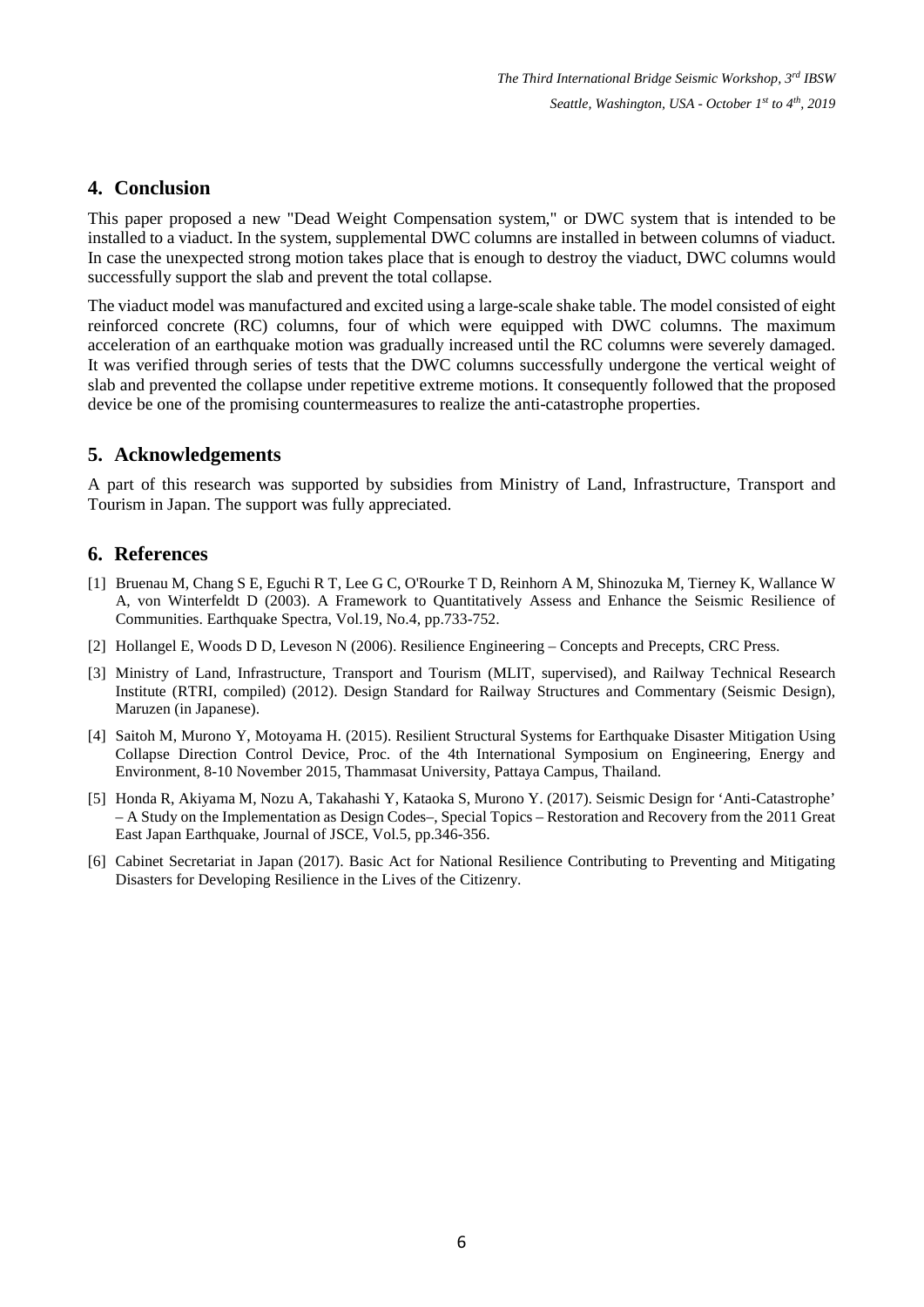## 4. Conclusion

This paper proposed a new "Dead Weight Compensation system," or DWC system that is intended to be installed to a viaduct. In the system, supplemental DWC columns are installed in between columns of viaduct. In case the unexpected strong motion takes place that is enough to destroy the viaduct, DWC columns would successfully support the slab and prevent the total collapse.

The viaduct model was manufactured and excited using a large-scale shake table. The model consisted of eight reinforced concrete (RC) columns, four of which were equipped with DWC columns. The maximum acceleration of an earthquake motion was gradually increased until the RC columns were severely damaged. It was verified through series of tests that the DWC columns successfully undergone the vertical weight of slab and prevented the collapse under repetitive extreme motions. It consequently followed that the proposed device be one of the promising countermeasures to realize the anti-catastrophe properties.

## 5. Acknowledgements

A part of this research was supported by subsidies from Ministry of Land, Infrastructure, Transport and Tourism in Japan. The support was fully appreciated.

## 6. References

[1] Bruenau M, Chang S E, Eguchi R T, Lee G C, O'Rourke T D, Reinhorn A M, Shinozuka M, Tierney K, Wallance W A, von Winterfeldt D (2003). A Framework to Quantitatively Assess and Enhance the Seismic Resilience of Communities. Earthquake Spectra, Vol.19, No.4, pp.733-752.

[2] Hollangel E, Woods D D, Leveson N (2006). Resilience Engineering – Concepts and Precepts, CRC Press.

[3] Ministry of Land, Infrastructure, Transport and Tourism (MLIT, supervised), and Railway Technical Research Institute (RTRI, compiled) (2012). Design Standard for Railway Structures and Commentary (Seismic Design), Maruzen (in Japanese).

[4] Saitoh M, Murono Y, Motoyama H. (2015). Resilient Structural Systems for Earthquake Disaster Mitigation Using Collapse Direction Control Device, Proc. of the 4th International Symposium on Engineering, Energy and Environment, 8-10 November 2015, Thammasat University, Pattaya Campus, Thailand.

[5] Honda R, Akiyama M, Nozu A, Takahashi Y, Kataoka S, Murono Y. (2017). Seismic Design for 'Anti-Catastrophe' – A Study on the Implementation as Design Codes–, Special Topics – Restoration and Recovery from the 2011 Great East Japan Earthquake, Journal of JSCE, Vol.5, pp.346-356.

[6] Cabinet Secretariat in Japan (2017). Basic Act for National Resilience Contributing to Preventing and Mitigating Disasters for Developing Resilience in the Lives of the Citizenry.